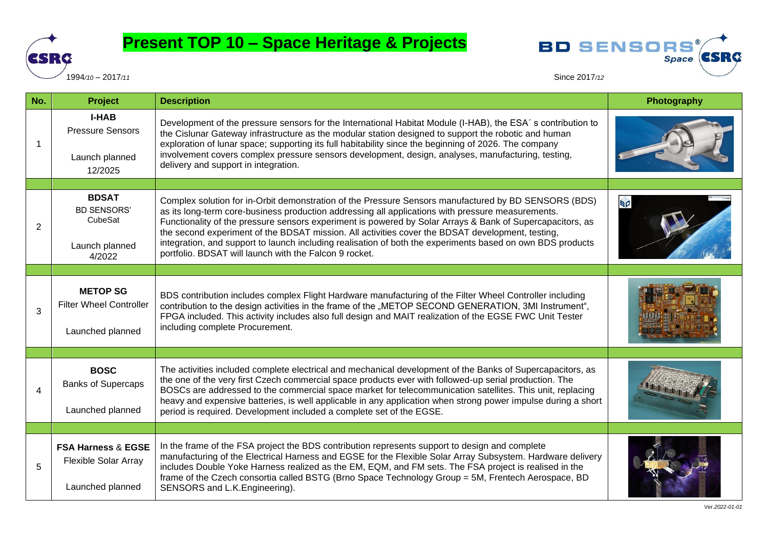# Present TOP 10 – Space Heritage & Projects

CSRC 1994/10 – 2017/11

BD SENSORS® Space CSRC Since 2017/12

| No. | Project | Description | Photography |
|---|---|---|---|
| 1 | **I-HAB** Pressure Sensors<br><br>Launch planned 12/2025 | Development of the pressure sensors for the International Habitat Module (I-HAB), the ESA´ s contribution to the Cislunar Gateway infrastructure as the modular station designed to support the robotic and human exploration of lunar space; supporting its full habitability since the beginning of 2026. The company involvement covers complex pressure sensors development, design, analyses, manufacturing, testing, delivery and support in integration. | |
| | | | |
| 2 | **BDSAT** BD SENSORS' CubeSat<br><br>Launch planned 4/2022 | Complex solution for in-Orbit demonstration of the Pressure Sensors manufactured by BD SENSORS (BDS) as its long-term core-business production addressing all applications with pressure measurements. Functionality of the pressure sensors experiment is powered by Solar Arrays & Bank of Supercapacitors, as the second experiment of the BDSAT mission. All activities cover the BDSAT development, testing, integration, and support to launch including realisation of both the experiments based on own BDS products portfolio. BDSAT will launch with the Falcon 9 rocket. | |
| | | | |
| 3 | **METOP SG** Filter Wheel Controller<br><br>Launched planned | BDS contribution includes complex Flight Hardware manufacturing of the Filter Wheel Controller including contribution to the design activities in the frame of the „METOP SECOND GENERATION, 3MI Instrument", FPGA included. This activity includes also full design and MAIT realization of the EGSE FWC Unit Tester including complete Procurement. | |
| | | | |
| 4 | **BOSC** Banks of Supercaps<br><br>Launched planned | The activities included complete electrical and mechanical development of the Banks of Supercapacitors, as the one of the very first Czech commercial space products ever with followed-up serial production. The BOSCs are addressed to the commercial space market for telecommunication satellites. This unit, replacing heavy and expensive batteries, is well applicable in any application when strong power impulse during a short period is required. Development included a complete set of the EGSE. | |
| | | | |
| 5 | **FSA Harness** & **EGSE** Flexible Solar Array<br><br>Launched planned | In the frame of the FSA project the BDS contribution represents support to design and complete manufacturing of the Electrical Harness and EGSE for the Flexible Solar Array Subsystem. Hardware delivery includes Double Yoke Harness realized as the EM, EQM, and FM sets. The FSA project is realised in the frame of the Czech consortia called BSTG (Brno Space Technology Group = 5M, Frentech Aerospace, BD SENSORS and L.K.Engineering). | |

Ver.2022-01-01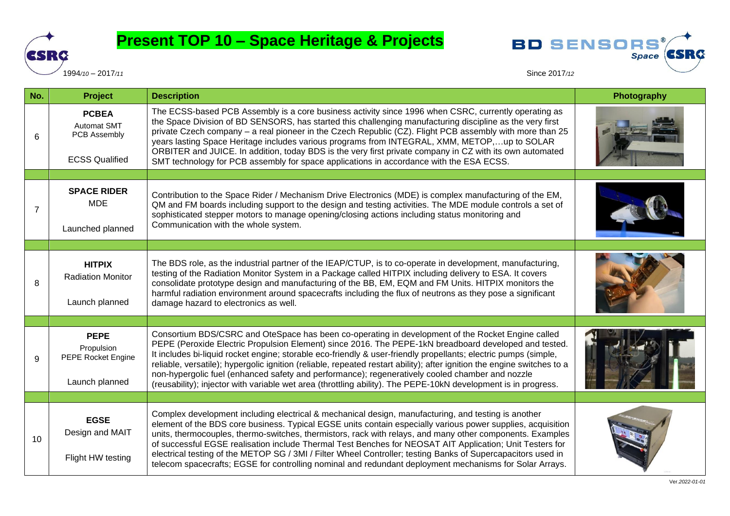# Present TOP 10 – Space Heritage & Projects

1994/10 – 2017/11

Since 2017/12

| No. | Project | Description | Photography |
|---|---|---|---|
| 6 | **PCBEA** Automat SMT PCB Assembly ECSS Qualified | The ECSS-based PCB Assembly is a core business activity since 1996 when CSRC, currently operating as the Space Division of BD SENSORS, has started this challenging manufacturing discipline as the very first private Czech company – a real pioneer in the Czech Republic (CZ). Flight PCB assembly with more than 25 years lasting Space Heritage includes various programs from INTEGRAL, XMM, METOP,…up to SOLAR ORBITER and JUICE. In addition, today BDS is the very first private company in CZ with its own automated SMT technology for PCB assembly for space applications in accordance with the ESA ECSS. | |
| | | | |
| 7 | **SPACE RIDER** MDE Launched planned | Contribution to the Space Rider / Mechanism Drive Electronics (MDE) is complex manufacturing of the EM, QM and FM boards including support to the design and testing activities. The MDE module controls a set of sophisticated stepper motors to manage opening/closing actions including status monitoring and Communication with the whole system. | |
| | | | |
| 8 | **HITPIX** Radiation Monitor Launch planned | The BDS role, as the industrial partner of the IEAP/CTUP, is to co-operate in development, manufacturing, testing of the Radiation Monitor System in a Package called HITPIX including delivery to ESA. It covers consolidate prototype design and manufacturing of the BB, EM, EQM and FM Units. HITPIX monitors the harmful radiation environment around spacecrafts including the flux of neutrons as they pose a significant damage hazard to electronics as well. | |
| | | | |
| 9 | **PEPE** Propulsion PEPE Rocket Engine Launch planned | Consortium BDS/CSRC and OteSpace has been co-operating in development of the Rocket Engine called PEPE (Peroxide Electric Propulsion Element) since 2016. The PEPE-1kN breadboard developed and tested. It includes bi-liquid rocket engine; storable eco-friendly & user-friendly propellants; electric pumps (simple, reliable, versatile); hypergolic ignition (reliable, repeated restart ability); after ignition the engine switches to a non-hypergolic fuel (enhanced safety and performance); regeneratively cooled chamber and nozzle (reusability); injector with variable wet area (throttling ability). The PEPE-10kN development is in progress. | |
| | | | |
| 10 | **EGSE** Design and MAIT Flight HW testing | Complex development including electrical & mechanical design, manufacturing, and testing is another element of the BDS core business. Typical EGSE units contain especially various power supplies, acquisition units, thermocouples, thermo-switches, thermistors, rack with relays, and many other components. Examples of successful EGSE realisation include Thermal Test Benches for NEOSAT AIT Application; Unit Testers for electrical testing of the METOP SG / 3MI / Filter Wheel Controller; testing Banks of Supercapacitors used in telecom spacecrafts; EGSE for controlling nominal and redundant deployment mechanisms for Solar Arrays. | |

Ver.2022-01-01